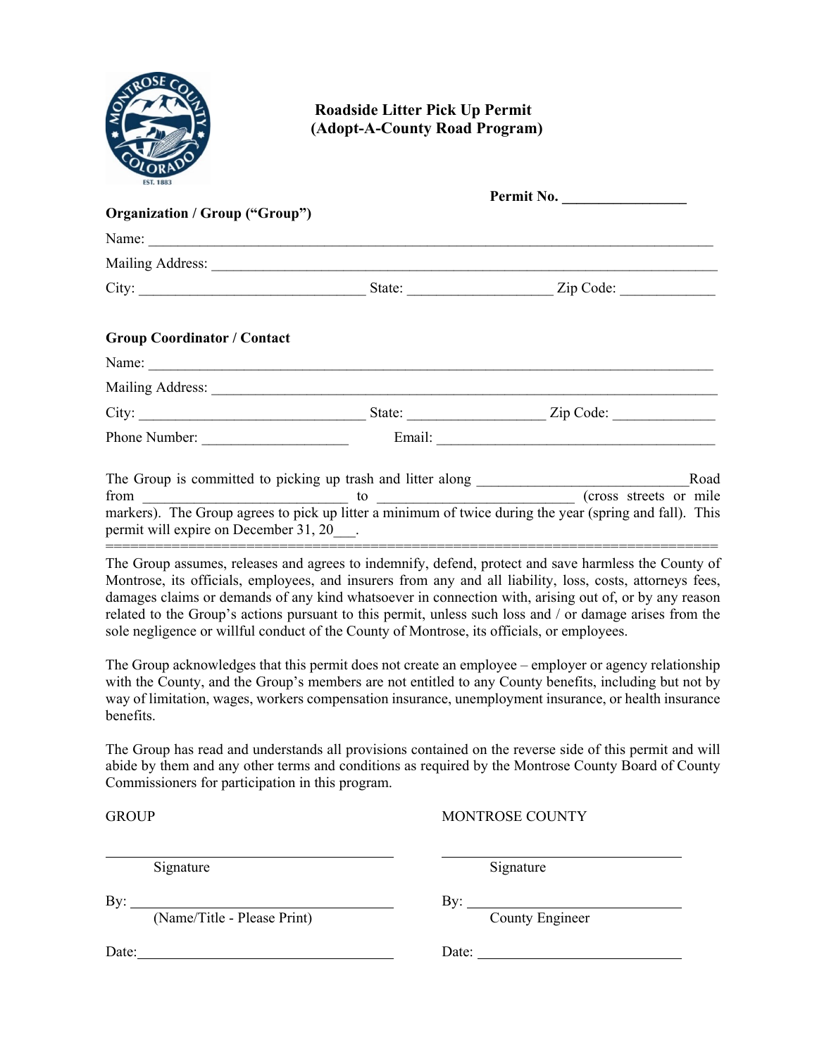# Roadside Litter Pick Up Permit
## (Adopt-A-County Road Program)

**Permit No. ________________**

**Organization / Group ("Group")**

Name: ______________________________________________________________________________

Mailing Address: _______________________________________________________________________

City: ______________________________ State: ___________________ Zip Code: _____________

**Group Coordinator / Contact**

Name: ______________________________________________________________________________

Mailing Address: _______________________________________________________________________

City: ______________________________ State: _________________ Zip Code: _____________

Phone Number: ___________________ Email: _____________________________________

The Group is committed to picking up trash and litter along ____________________________Road from ___________________________ to _________________________ (cross streets or mile markers). The Group agrees to pick up litter a minimum of twice during the year (spring and fall). This permit will expire on December 31, 20___.

===========================================================================

The Group assumes, releases and agrees to indemnify, defend, protect and save harmless the County of Montrose, its officials, employees, and insurers from any and all liability, loss, costs, attorneys fees, damages claims or demands of any kind whatsoever in connection with, arising out of, or by any reason related to the Group's actions pursuant to this permit, unless such loss and / or damage arises from the sole negligence or willful conduct of the County of Montrose, its officials, or employees.

The Group acknowledges that this permit does not create an employee – employer or agency relationship with the County, and the Group's members are not entitled to any County benefits, including but not by way of limitation, wages, workers compensation insurance, unemployment insurance, or health insurance benefits.

The Group has read and understands all provisions contained on the reverse side of this permit and will abide by them and any other terms and conditions as required by the Montrose County Board of County Commissioners for participation in this program.

GROUP

______________________________
Signature

By: ______________________________
(Name/Title - Please Print)

Date: ______________________________

MONTROSE COUNTY

______________________________
Signature

By: ______________________________
County Engineer

Date: ______________________________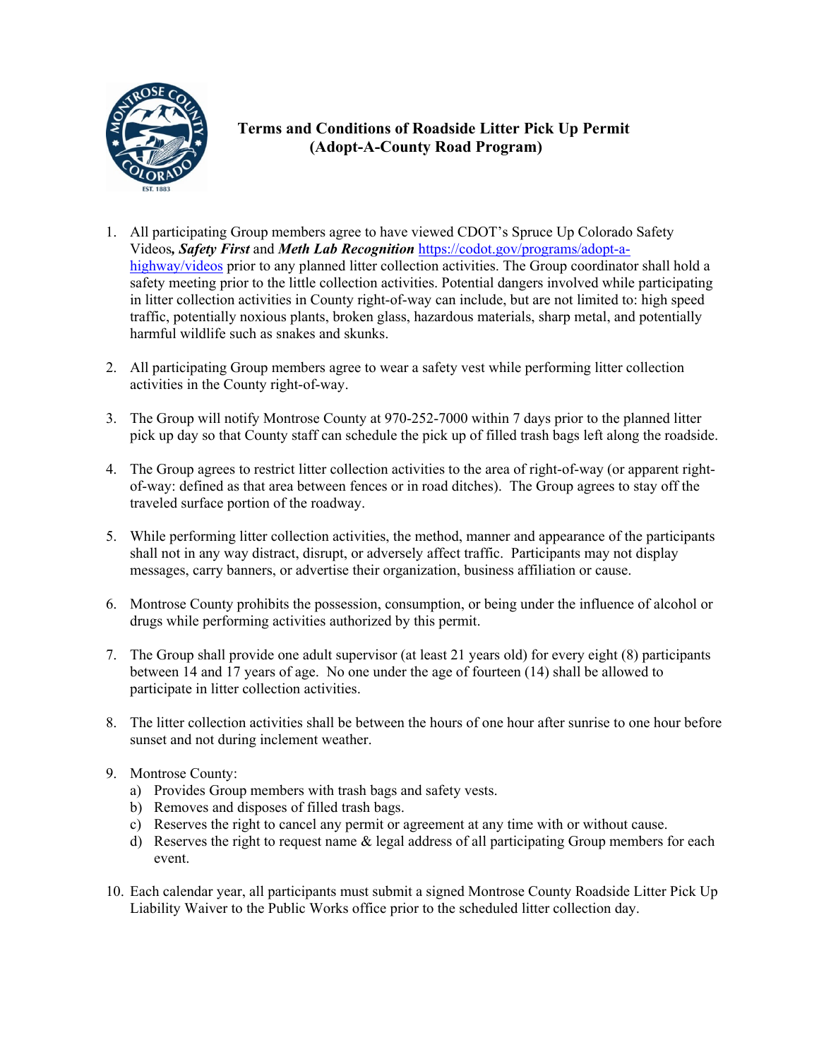# Terms and Conditions of Roadside Litter Pick Up Permit (Adopt-A-County Road Program)

1. All participating Group members agree to have viewed CDOT's Spruce Up Colorado Safety Videos***, Safety First*** and ***Meth Lab Recognition*** [https://codot.gov/programs/adopt-a-highway/videos](https://codot.gov/programs/adopt-a-highway/videos) prior to any planned litter collection activities. The Group coordinator shall hold a safety meeting prior to the little collection activities. Potential dangers involved while participating in litter collection activities in County right-of-way can include, but are not limited to: high speed traffic, potentially noxious plants, broken glass, hazardous materials, sharp metal, and potentially harmful wildlife such as snakes and skunks.

2. All participating Group members agree to wear a safety vest while performing litter collection activities in the County right-of-way.

3. The Group will notify Montrose County at 970-252-7000 within 7 days prior to the planned litter pick up day so that County staff can schedule the pick up of filled trash bags left along the roadside.

4. The Group agrees to restrict litter collection activities to the area of right-of-way (or apparent right-of-way: defined as that area between fences or in road ditches). The Group agrees to stay off the traveled surface portion of the roadway.

5. While performing litter collection activities, the method, manner and appearance of the participants shall not in any way distract, disrupt, or adversely affect traffic. Participants may not display messages, carry banners, or advertise their organization, business affiliation or cause.

6. Montrose County prohibits the possession, consumption, or being under the influence of alcohol or drugs while performing activities authorized by this permit.

7. The Group shall provide one adult supervisor (at least 21 years old) for every eight (8) participants between 14 and 17 years of age. No one under the age of fourteen (14) shall be allowed to participate in litter collection activities.

8. The litter collection activities shall be between the hours of one hour after sunrise to one hour before sunset and not during inclement weather.

9. Montrose County:
   a) Provides Group members with trash bags and safety vests.
   b) Removes and disposes of filled trash bags.
   c) Reserves the right to cancel any permit or agreement at any time with or without cause.
   d) Reserves the right to request name & legal address of all participating Group members for each event.

10. Each calendar year, all participants must submit a signed Montrose County Roadside Litter Pick Up Liability Waiver to the Public Works office prior to the scheduled litter collection day.